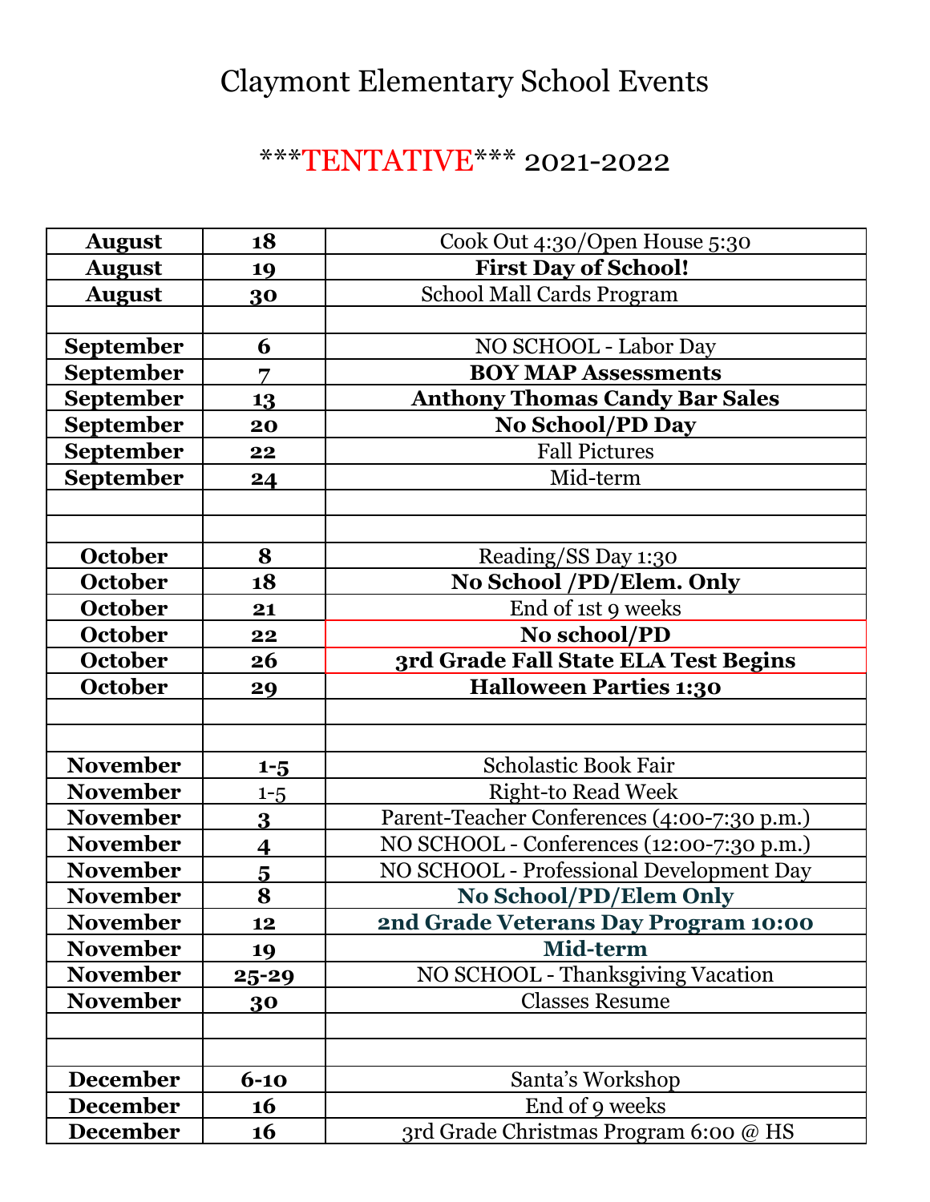# Claymont Elementary School Events

## ***TENTATIVE*** 2021-2022

| Month | Date | Event |
|---|---|---|
| **August** | **18** | Cook Out 4:30/Open House 5:30 |
| **August** | **19** | **First Day of School!** |
| **August** | **30** | School Mall Cards Program |
| | | |
| **September** | **6** | NO SCHOOL - Labor Day |
| **September** | **7** | **BOY MAP Assessments** |
| **September** | **13** | **Anthony Thomas Candy Bar Sales** |
| **September** | **20** | **No School/PD Day** |
| **September** | **22** | Fall Pictures |
| **September** | **24** | Mid-term |
| | | |
| | | |
| **October** | **8** | Reading/SS Day 1:30 |
| **October** | **18** | **No School /PD/Elem. Only** |
| **October** | **21** | End of 1st 9 weeks |
| **October** | **22** | **No school/PD** |
| **October** | **26** | **3rd Grade Fall State ELA Test Begins** |
| **October** | **29** | **Halloween Parties 1:30** |
| | | |
| | | |
| **November** | **1-5** | Scholastic Book Fair |
| **November** | 1-5 | Right-to Read Week |
| **November** | **3** | Parent-Teacher Conferences (4:00-7:30 p.m.) |
| **November** | **4** | NO SCHOOL - Conferences (12:00-7:30 p.m.) |
| **November** | **5** | NO SCHOOL - Professional Development Day |
| **November** | **8** | **No School/PD/Elem Only** |
| **November** | **12** | **2nd Grade Veterans Day Program 10:00** |
| **November** | **19** | **Mid-term** |
| **November** | **25-29** | NO SCHOOL - Thanksgiving Vacation |
| **November** | **30** | Classes Resume |
| | | |
| | | |
| **December** | **6-10** | Santa's Workshop |
| **December** | **16** | End of 9 weeks |
| **December** | **16** | 3rd Grade Christmas Program 6:00 @ HS |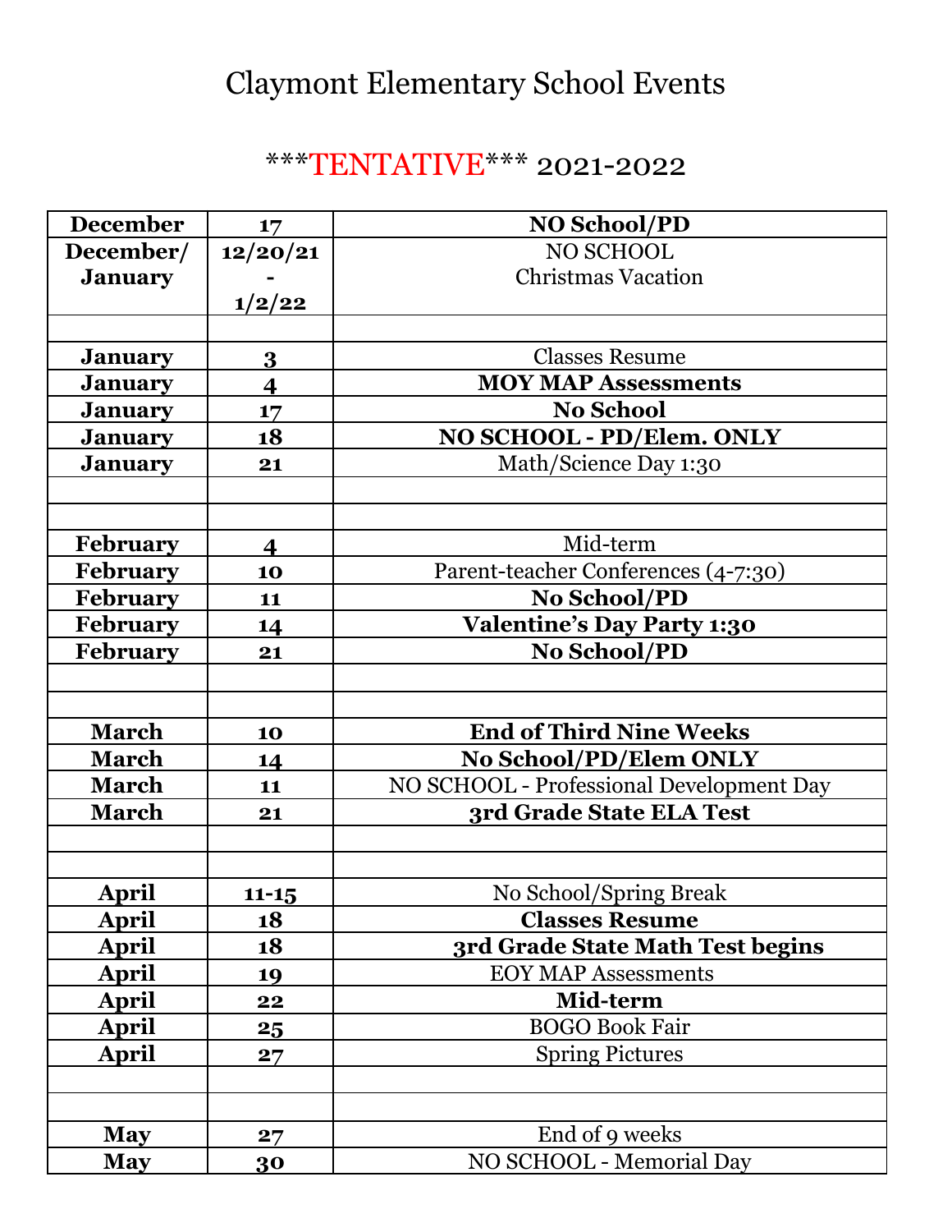# Claymont Elementary School Events

## ***TENTATIVE*** 2021-2022

| | | |
|---|---|---|
| **December** | **17** | **NO School/PD** |
| **December/ January** | **12/20/21 - 1/2/22** | NO SCHOOL Christmas Vacation |
| | | |
| **January** | **3** | Classes Resume |
| **January** | **4** | **MOY MAP Assessments** |
| **January** | **17** | **No School** |
| **January** | **18** | **NO SCHOOL - PD/Elem. ONLY** |
| **January** | **21** | Math/Science Day 1:30 |
| | | |
| | | |
| **February** | **4** | Mid-term |
| **February** | **10** | Parent-teacher Conferences (4-7:30) |
| **February** | **11** | **No School/PD** |
| **February** | **14** | **Valentine's Day Party 1:30** |
| **February** | **21** | **No School/PD** |
| | | |
| | | |
| **March** | **10** | **End of Third Nine Weeks** |
| **March** | **14** | **No School/PD/Elem ONLY** |
| **March** | **11** | NO SCHOOL - Professional Development Day |
| **March** | **21** | **3rd Grade State ELA Test** |
| | | |
| | | |
| **April** | **11-15** | No School/Spring Break |
| **April** | **18** | **Classes Resume** |
| **April** | **18** | **3rd Grade State Math Test begins** |
| **April** | **19** | EOY MAP Assessments |
| **April** | **22** | **Mid-term** |
| **April** | **25** | BOGO Book Fair |
| **April** | **27** | Spring Pictures |
| | | |
| | | |
| **May** | **27** | End of 9 weeks |
| **May** | **30** | NO SCHOOL - Memorial Day |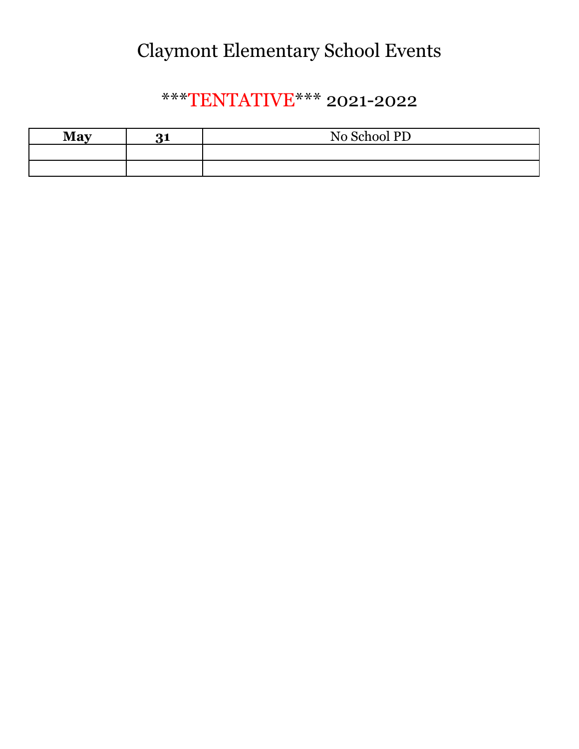# Claymont Elementary School Events

## ***TENTATIVE*** 2021-2022

| | | |
|---|---|---|
| **May** | **31** | No School PD |
| | | |
| | | |